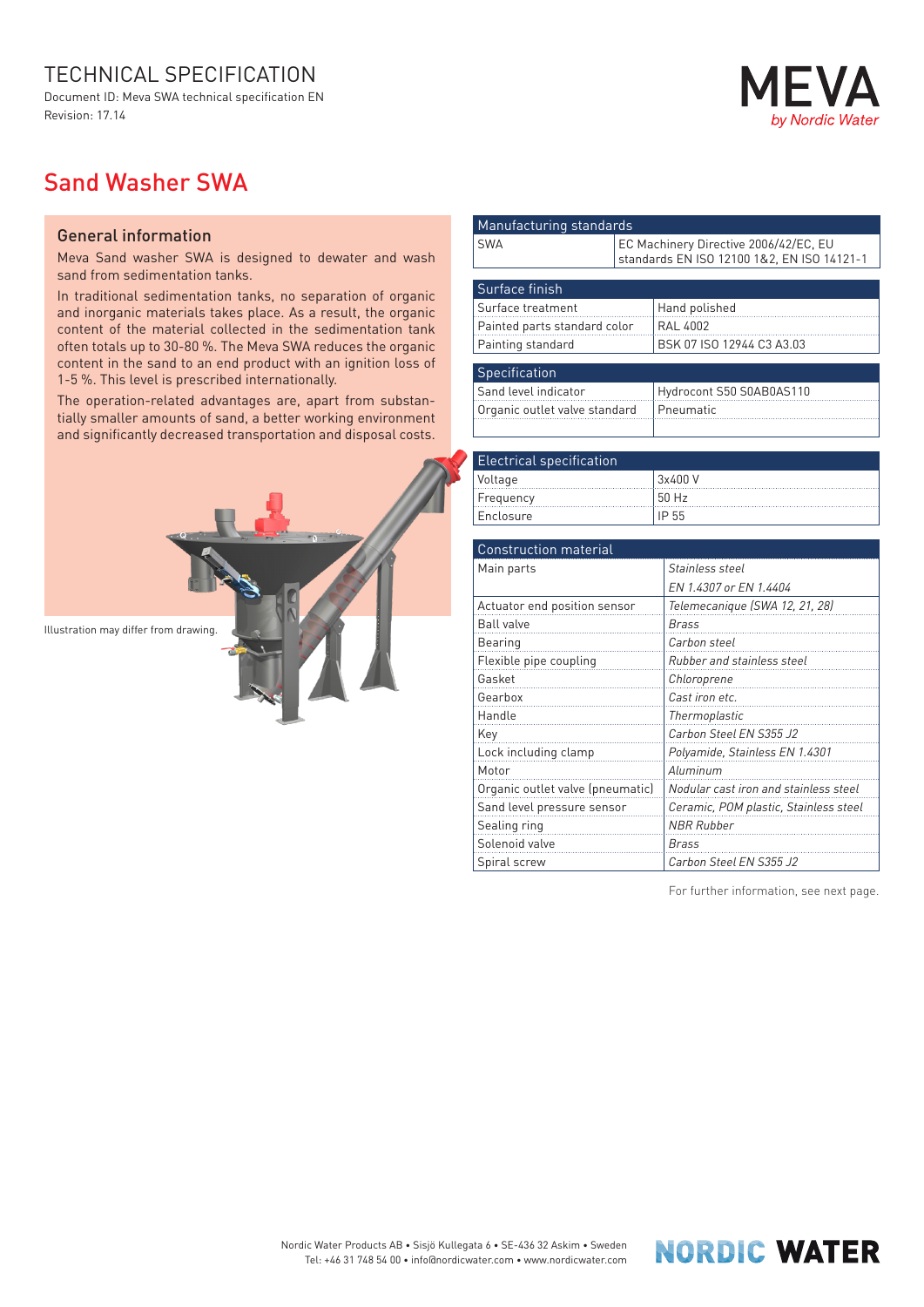# TECHNICAL SPECIFICATION

Document ID: Meva SWA technical specification EN
Revision: 17.14

## Sand Washer SWA

### General information

Meva Sand washer SWA is designed to dewater and wash sand from sedimentation tanks.

In traditional sedimentation tanks, no separation of organic and inorganic materials takes place. As a result, the organic content of the material collected in the sedimentation tank often totals up to 30-80 %. The Meva SWA reduces the organic content in the sand to an end product with an ignition loss of 1-5 %. This level is prescribed internationally.

The operation-related advantages are, apart from substantially smaller amounts of sand, a better working environment and significantly decreased transportation and disposal costs.

Illustration may differ from drawing.

| Manufacturing standards | |
|---|---|
| SWA | EC Machinery Directive 2006/42/EC, EU standards EN ISO 12100 1&2, EN ISO 14121-1 |

| Surface finish | |
|---|---|
| Surface treatment | Hand polished |
| Painted parts standard color | RAL 4002 |
| Painting standard | BSK 07 ISO 12944 C3 A3.03 |

| Specification | |
|---|---|
| Sand level indicator | Hydrocont S50 S0AB0AS110 |
| Organic outlet valve standard | Pneumatic |
| | |

| Electrical specification | |
|---|---|
| Voltage | 3x400 V |
| Frequency | 50 Hz |
| Enclosure | IP 55 |

| Construction material | |
|---|---|
| Main parts | *Stainless steel*<br>*EN 1.4307 or EN 1.4404* |
| Actuator end position sensor | *Telemecanique (SWA 12, 21, 28)* |
| Ball valve | *Brass* |
| Bearing | *Carbon steel* |
| Flexible pipe coupling | *Rubber and stainless steel* |
| Gasket | *Chloroprene* |
| Gearbox | *Cast iron etc.* |
| Handle | *Thermoplastic* |
| Key | *Carbon Steel EN S355 J2* |
| Lock including clamp | *Polyamide, Stainless EN 1.4301* |
| Motor | *Aluminum* |
| Organic outlet valve (pneumatic) | *Nodular cast iron and stainless steel* |
| Sand level pressure sensor | *Ceramic, POM plastic, Stainless steel* |
| Sealing ring | *NBR Rubber* |
| Solenoid valve | *Brass* |
| Spiral screw | *Carbon Steel EN S355 J2* |

For further information, see next page.

Nordic Water Products AB • Sisjö Kullegata 6 • SE-436 32 Askim • Sweden
Tel: +46 31 748 54 00 • info@nordicwater.com • www.nordicwater.com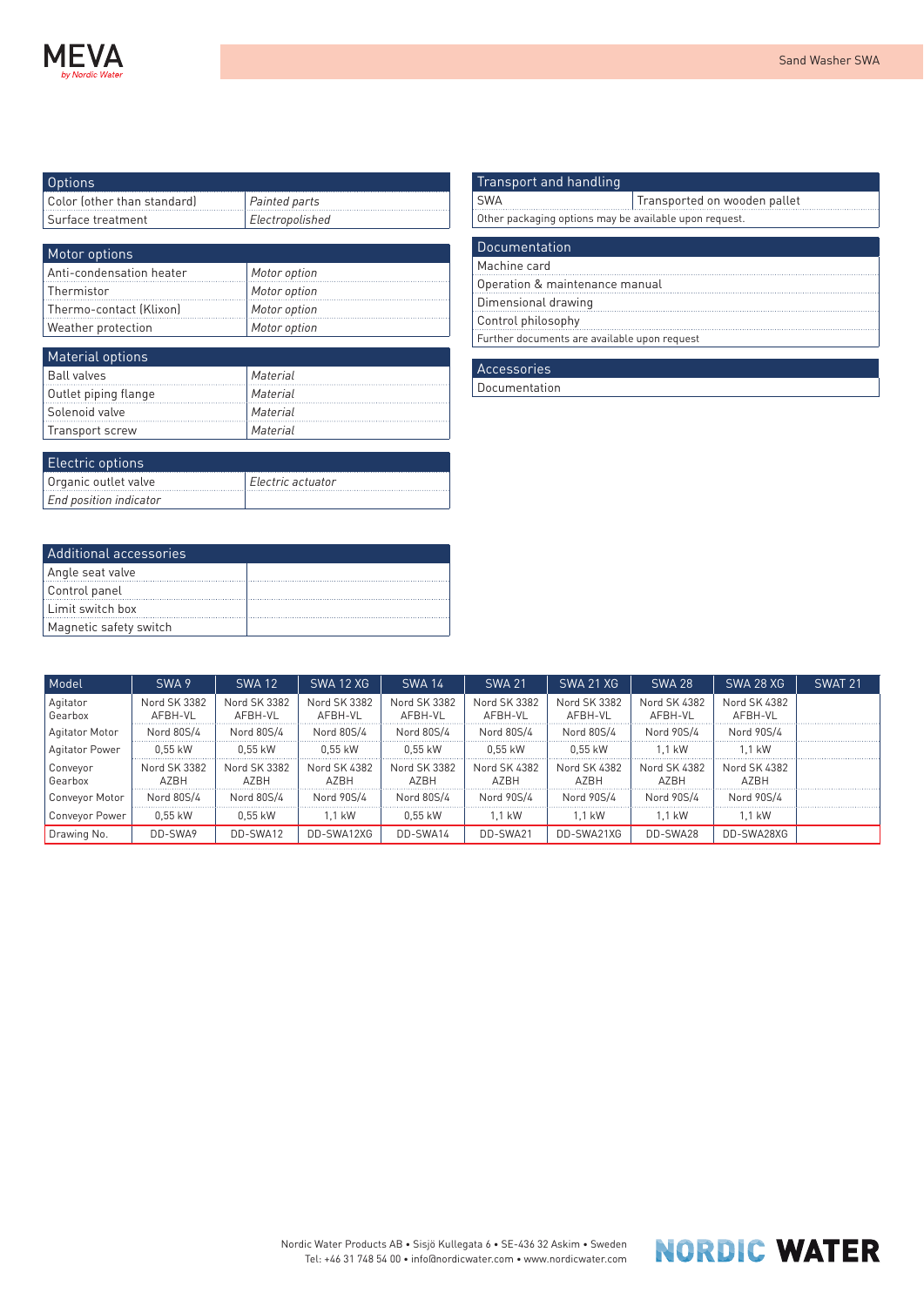| Options | |
|---|---|
| Color (other than standard) | *Painted parts* |
| Surface treatment | *Electropolished* |

| Motor options | |
|---|---|
| Anti-condensation heater | *Motor option* |
| Thermistor | *Motor option* |
| Thermo-contact (Klixon) | *Motor option* |
| Weather protection | *Motor option* |

| Material options | |
|---|---|
| Ball valves | *Material* |
| Outlet piping flange | *Material* |
| Solenoid valve | *Material* |
| Transport screw | *Material* |

| Electric options | |
|---|---|
| Organic outlet valve | *Electric actuator* |
| *End position indicator* | |

| Additional accessories | |
|---|---|
| Angle seat valve | |
| Control panel | |
| Limit switch box | |
| Magnetic safety switch | |

| Transport and handling | |
|---|---|
| SWA | Transported on wooden pallet |
| Other packaging options may be available upon request. | |

| Documentation |
|---|
| Machine card |
| Operation & maintenance manual |
| Dimensional drawing |
| Control philosophy |
| Further documents are available upon request |

| Accessories |
|---|
| Documentation |

| Model | SWA 9 | SWA 12 | SWA 12 XG | SWA 14 | SWA 21 | SWA 21 XG | SWA 28 | SWA 28 XG | SWAT 21 |
|---|---|---|---|---|---|---|---|---|---|
| Agitator Gearbox | Nord SK 3382 AFBH-VL | Nord SK 3382 AFBH-VL | Nord SK 3382 AFBH-VL | Nord SK 3382 AFBH-VL | Nord SK 3382 AFBH-VL | Nord SK 3382 AFBH-VL | Nord SK 4382 AFBH-VL | Nord SK 4382 AFBH-VL | |
| Agitator Motor | Nord 80S/4 | Nord 80S/4 | Nord 80S/4 | Nord 80S/4 | Nord 80S/4 | Nord 80S/4 | Nord 90S/4 | Nord 90S/4 | |
| Agitator Power | 0,55 kW | 0,55 kW | 0,55 kW | 0,55 kW | 0,55 kW | 0,55 kW | 1,1 kW | 1,1 kW | |
| Conveyor Gearbox | Nord SK 3382 AZBH | Nord SK 3382 AZBH | Nord SK 4382 AZBH | Nord SK 3382 AZBH | Nord SK 4382 AZBH | Nord SK 4382 AZBH | Nord SK 4382 AZBH | Nord SK 4382 AZBH | |
| Conveyor Motor | Nord 80S/4 | Nord 80S/4 | Nord 90S/4 | Nord 80S/4 | Nord 90S/4 | Nord 90S/4 | Nord 90S/4 | Nord 90S/4 | |
| Conveyor Power | 0,55 kW | 0,55 kW | 1,1 kW | 0,55 kW | 1,1 kW | 1,1 kW | 1,1 kW | 1,1 kW | |
| Drawing No. | DD-SWA9 | DD-SWA12 | DD-SWA12XG | DD-SWA14 | DD-SWA21 | DD-SWA21XG | DD-SWA28 | DD-SWA28XG | |

Nordic Water Products AB • Sisjö Kullegata 6 • SE-436 32 Askim • Sweden
Tel: +46 31 748 54 00 • info@nordicwater.com • www.nordicwater.com